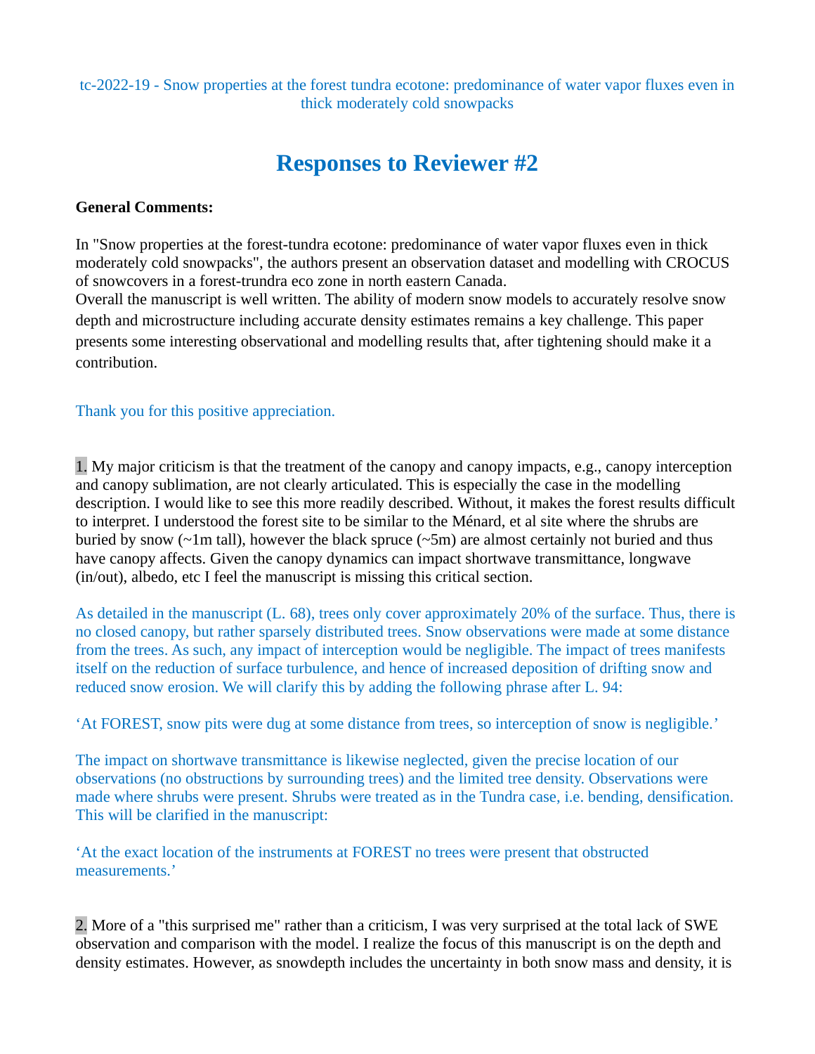tc-2022-19 - Snow properties at the forest tundra ecotone: predominance of water vapor fluxes even in thick moderately cold snowpacks

# Responses to Reviewer #2

**General Comments:**

In "Snow properties at the forest-tundra ecotone: predominance of water vapor fluxes even in thick moderately cold snowpacks", the authors present an observation dataset and modelling with CROCUS of snowcovers in a forest-trundra eco zone in north eastern Canada.
Overall the manuscript is well written. The ability of modern snow models to accurately resolve snow depth and microstructure including accurate density estimates remains a key challenge. This paper presents some interesting observational and modelling results that, after tightening should make it a contribution.

Thank you for this positive appreciation.

1. My major criticism is that the treatment of the canopy and canopy impacts, e.g., canopy interception and canopy sublimation, are not clearly articulated. This is especially the case in the modelling description. I would like to see this more readily described. Without, it makes the forest results difficult to interpret. I understood the forest site to be similar to the Ménard, et al site where the shrubs are buried by snow (~1m tall), however the black spruce (~5m) are almost certainly not buried and thus have canopy affects. Given the canopy dynamics can impact shortwave transmittance, longwave (in/out), albedo, etc I feel the manuscript is missing this critical section.

As detailed in the manuscript (L. 68), trees only cover approximately 20% of the surface. Thus, there is no closed canopy, but rather sparsely distributed trees. Snow observations were made at some distance from the trees. As such, any impact of interception would be negligible. The impact of trees manifests itself on the reduction of surface turbulence, and hence of increased deposition of drifting snow and reduced snow erosion. We will clarify this by adding the following phrase after L. 94:

'At FOREST, snow pits were dug at some distance from trees, so interception of snow is negligible.'

The impact on shortwave transmittance is likewise neglected, given the precise location of our observations (no obstructions by surrounding trees) and the limited tree density. Observations were made where shrubs were present. Shrubs were treated as in the Tundra case, i.e. bending, densification. This will be clarified in the manuscript:

'At the exact location of the instruments at FOREST no trees were present that obstructed measurements.'

2. More of a "this surprised me" rather than a criticism, I was very surprised at the total lack of SWE observation and comparison with the model. I realize the focus of this manuscript is on the depth and density estimates. However, as snowdepth includes the uncertainty in both snow mass and density, it is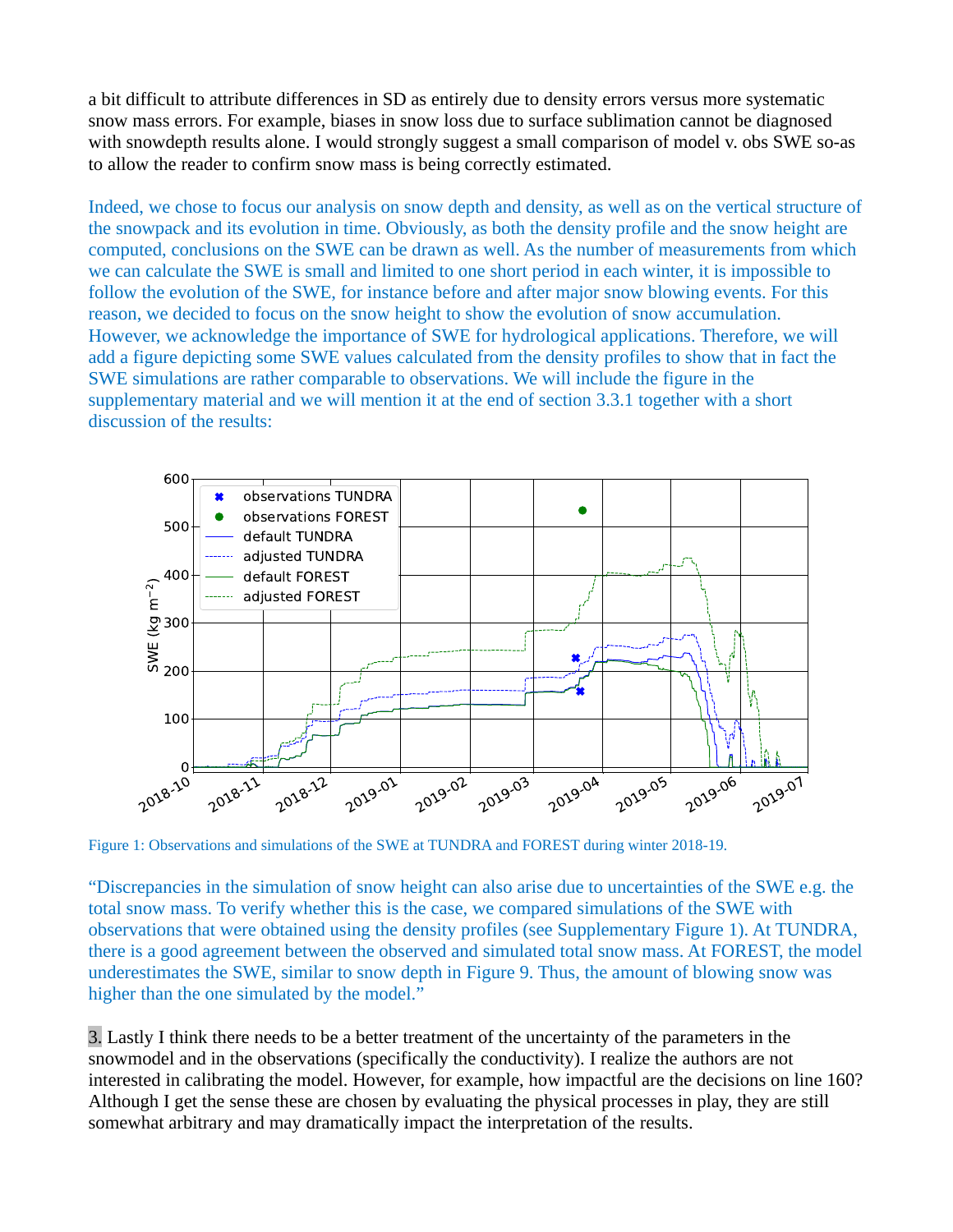a bit difficult to attribute differences in SD as entirely due to density errors versus more systematic snow mass errors. For example, biases in snow loss due to surface sublimation cannot be diagnosed with snowdepth results alone. I would strongly suggest a small comparison of model v. obs SWE so-as to allow the reader to confirm snow mass is being correctly estimated.

Indeed, we chose to focus our analysis on snow depth and density, as well as on the vertical structure of the snowpack and its evolution in time. Obviously, as both the density profile and the snow height are computed, conclusions on the SWE can be drawn as well. As the number of measurements from which we can calculate the SWE is small and limited to one short period in each winter, it is impossible to follow the evolution of the SWE, for instance before and after major snow blowing events. For this reason, we decided to focus on the snow height to show the evolution of snow accumulation. However, we acknowledge the importance of SWE for hydrological applications. Therefore, we will add a figure depicting some SWE values calculated from the density profiles to show that in fact the SWE simulations are rather comparable to observations. We will include the figure in the supplementary material and we will mention it at the end of section 3.3.1 together with a short discussion of the results:

Figure 1: Observations and simulations of the SWE at TUNDRA and FOREST during winter 2018-19.

"Discrepancies in the simulation of snow height can also arise due to uncertainties of the SWE e.g. the total snow mass. To verify whether this is the case, we compared simulations of the SWE with observations that were obtained using the density profiles (see Supplementary Figure 1). At TUNDRA, there is a good agreement between the observed and simulated total snow mass. At FOREST, the model underestimates the SWE, similar to snow depth in Figure 9. Thus, the amount of blowing snow was higher than the one simulated by the model."

3. Lastly I think there needs to be a better treatment of the uncertainty of the parameters in the snowmodel and in the observations (specifically the conductivity). I realize the authors are not interested in calibrating the model. However, for example, how impactful are the decisions on line 160? Although I get the sense these are chosen by evaluating the physical processes in play, they are still somewhat arbitrary and may dramatically impact the interpretation of the results.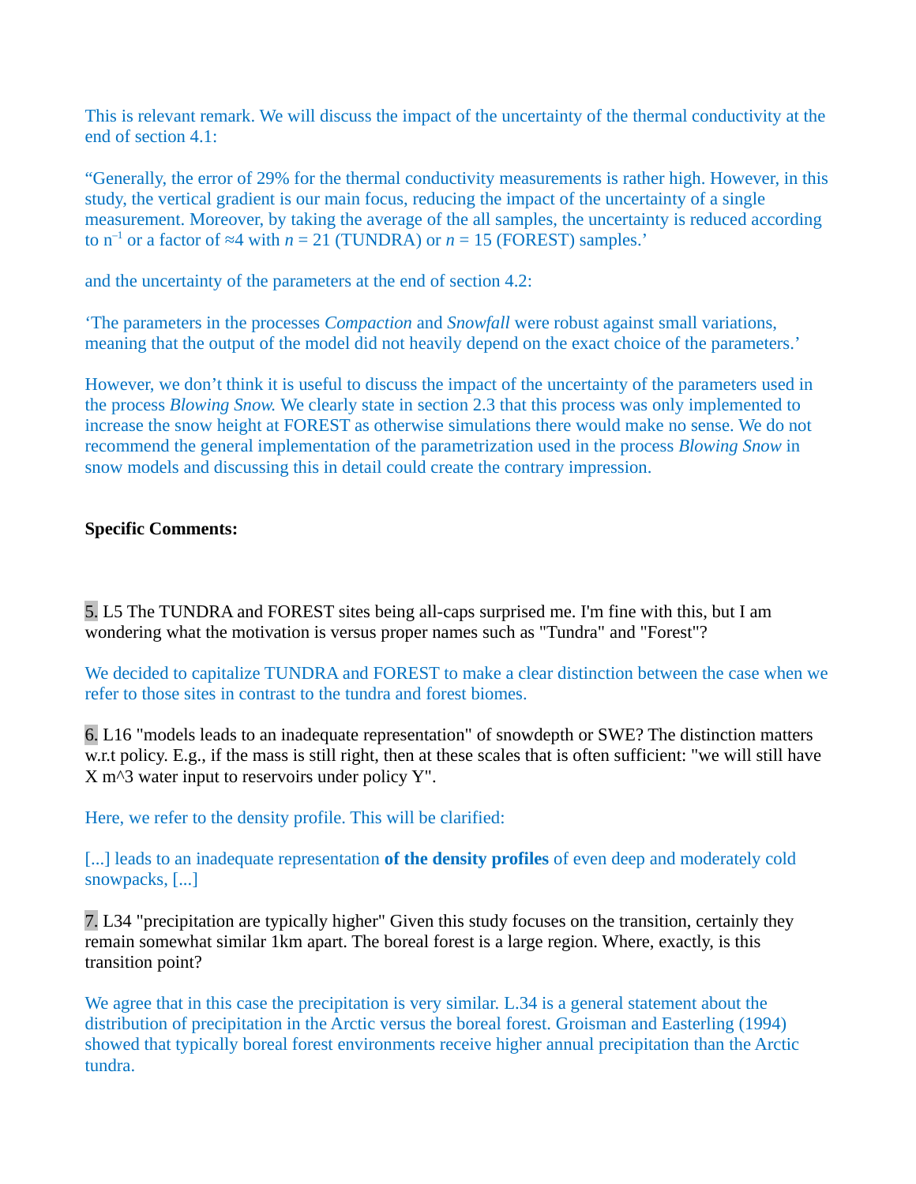This is relevant remark. We will discuss the impact of the uncertainty of the thermal conductivity at the end of section 4.1:

"Generally, the error of 29% for the thermal conductivity measurements is rather high. However, in this study, the vertical gradient is our main focus, reducing the impact of the uncertainty of a single measurement. Moreover, by taking the average of the all samples, the uncertainty is reduced according to $n^{-1}$ or a factor of ≈4 with $n$ = 21 (TUNDRA) or $n$ = 15 (FOREST) samples.'

and the uncertainty of the parameters at the end of section 4.2:

'The parameters in the processes *Compaction* and *Snowfall* were robust against small variations, meaning that the output of the model did not heavily depend on the exact choice of the parameters.'

However, we don't think it is useful to discuss the impact of the uncertainty of the parameters used in the process *Blowing Snow.* We clearly state in section 2.3 that this process was only implemented to increase the snow height at FOREST as otherwise simulations there would make no sense. We do not recommend the general implementation of the parametrization used in the process *Blowing Snow* in snow models and discussing this in detail could create the contrary impression.

**Specific Comments:**

5. L5 The TUNDRA and FOREST sites being all-caps surprised me. I'm fine with this, but I am wondering what the motivation is versus proper names such as "Tundra" and "Forest"?

We decided to capitalize TUNDRA and FOREST to make a clear distinction between the case when we refer to those sites in contrast to the tundra and forest biomes.

6. L16 "models leads to an inadequate representation" of snowdepth or SWE? The distinction matters w.r.t policy. E.g., if the mass is still right, then at these scales that is often sufficient: "we will still have X m^3 water input to reservoirs under policy Y".

Here, we refer to the density profile. This will be clarified:

[...] leads to an inadequate representation **of the density profiles** of even deep and moderately cold snowpacks, [...]

7. L34 "precipitation are typically higher" Given this study focuses on the transition, certainly they remain somewhat similar 1km apart. The boreal forest is a large region. Where, exactly, is this transition point?

We agree that in this case the precipitation is very similar. L.34 is a general statement about the distribution of precipitation in the Arctic versus the boreal forest. Groisman and Easterling (1994) showed that typically boreal forest environments receive higher annual precipitation than the Arctic tundra.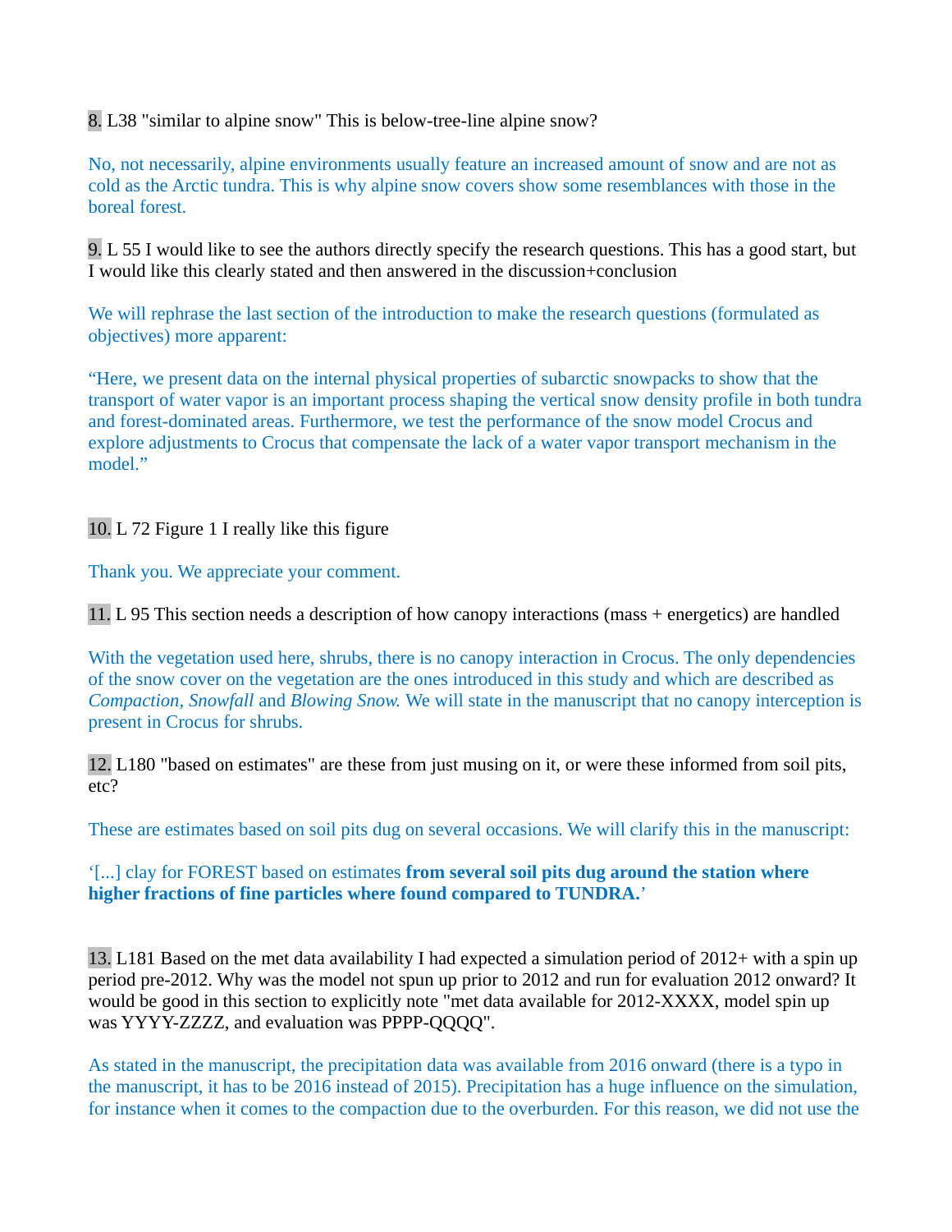8. L38 "similar to alpine snow" This is below-tree-line alpine snow?

No, not necessarily, alpine environments usually feature an increased amount of snow and are not as cold as the Arctic tundra. This is why alpine snow covers show some resemblances with those in the boreal forest.

9. L 55 I would like to see the authors directly specify the research questions. This has a good start, but I would like this clearly stated and then answered in the discussion+conclusion

We will rephrase the last section of the introduction to make the research questions (formulated as objectives) more apparent:

"Here, we present data on the internal physical properties of subarctic snowpacks to show that the transport of water vapor is an important process shaping the vertical snow density profile in both tundra and forest-dominated areas. Furthermore, we test the performance of the snow model Crocus and explore adjustments to Crocus that compensate the lack of a water vapor transport mechanism in the model."

10. L 72 Figure 1 I really like this figure

Thank you. We appreciate your comment.

11. L 95 This section needs a description of how canopy interactions (mass + energetics) are handled

With the vegetation used here, shrubs, there is no canopy interaction in Crocus. The only dependencies of the snow cover on the vegetation are the ones introduced in this study and which are described as *Compaction*, *Snowfall* and *Blowing Snow*. We will state in the manuscript that no canopy interception is present in Crocus for shrubs.

12. L180 "based on estimates" are these from just musing on it, or were these informed from soil pits, etc?

These are estimates based on soil pits dug on several occasions. We will clarify this in the manuscript:

'[...] clay for FOREST based on estimates **from several soil pits dug around the station where higher fractions of fine particles where found compared to TUNDRA.**'

13. L181 Based on the met data availability I had expected a simulation period of 2012+ with a spin up period pre-2012. Why was the model not spun up prior to 2012 and run for evaluation 2012 onward? It would be good in this section to explicitly note "met data available for 2012-XXXX, model spin up was YYYY-ZZZZ, and evaluation was PPPP-QQQQ".

As stated in the manuscript, the precipitation data was available from 2016 onward (there is a typo in the manuscript, it has to be 2016 instead of 2015). Precipitation has a huge influence on the simulation, for instance when it comes to the compaction due to the overburden. For this reason, we did not use the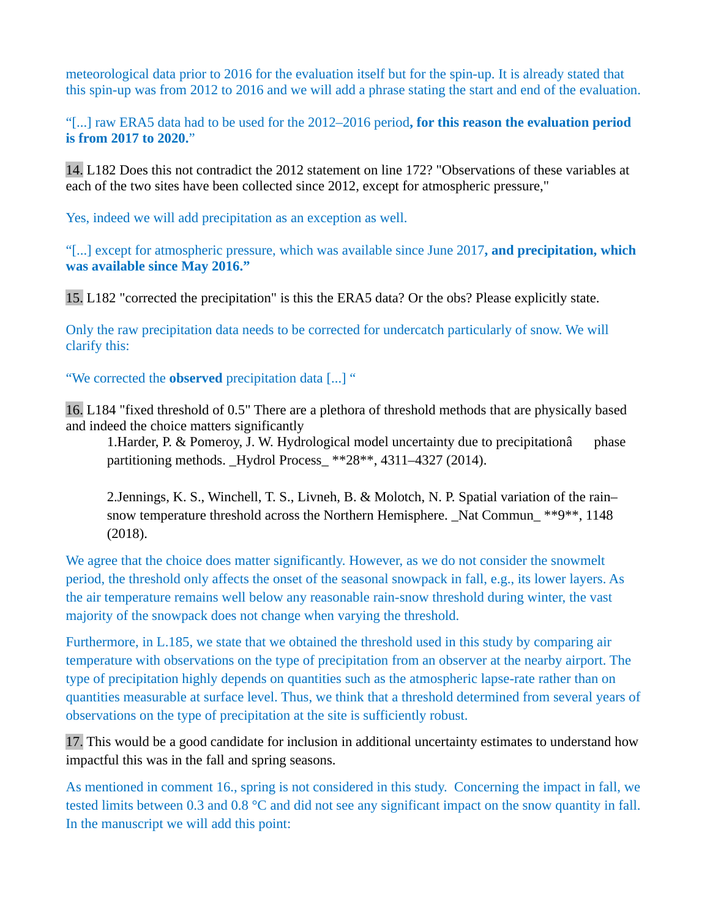meteorological data prior to 2016 for the evaluation itself but for the spin-up. It is already stated that this spin-up was from 2012 to 2016 and we will add a phrase stating the start and end of the evaluation.

"[...] raw ERA5 data had to be used for the 2012–2016 period**, for this reason the evaluation period is from 2017 to 2020.**"

14. L182 Does this not contradict the 2012 statement on line 172? "Observations of these variables at each of the two sites have been collected since 2012, except for atmospheric pressure,"

Yes, indeed we will add precipitation as an exception as well.

"[...] except for atmospheric pressure, which was available since June 2017**, and precipitation, which was available since May 2016.**"

15. L182 "corrected the precipitation" is this the ERA5 data? Or the obs? Please explicitly state.

Only the raw precipitation data needs to be corrected for undercatch particularly of snow. We will clarify this:

"We corrected the **observed** precipitation data [...] "

16. L184 "fixed threshold of 0.5" There are a plethora of threshold methods that are physically based and indeed the choice matters significantly

1. Harder, P. & Pomeroy, J. W. Hydrological model uncertainty due to precipitationâ phase partitioning methods. _Hydrol Process_ **28**, 4311–4327 (2014).

2. Jennings, K. S., Winchell, T. S., Livneh, B. & Molotch, N. P. Spatial variation of the rain–snow temperature threshold across the Northern Hemisphere. _Nat Commun_ **9**, 1148 (2018).

We agree that the choice does matter significantly. However, as we do not consider the snowmelt period, the threshold only affects the onset of the seasonal snowpack in fall, e.g., its lower layers. As the air temperature remains well below any reasonable rain-snow threshold during winter, the vast majority of the snowpack does not change when varying the threshold.

Furthermore, in L.185, we state that we obtained the threshold used in this study by comparing air temperature with observations on the type of precipitation from an observer at the nearby airport. The type of precipitation highly depends on quantities such as the atmospheric lapse-rate rather than on quantities measurable at surface level. Thus, we think that a threshold determined from several years of observations on the type of precipitation at the site is sufficiently robust.

17. This would be a good candidate for inclusion in additional uncertainty estimates to understand how impactful this was in the fall and spring seasons.

As mentioned in comment 16., spring is not considered in this study. Concerning the impact in fall, we tested limits between 0.3 and 0.8 °C and did not see any significant impact on the snow quantity in fall. In the manuscript we will add this point: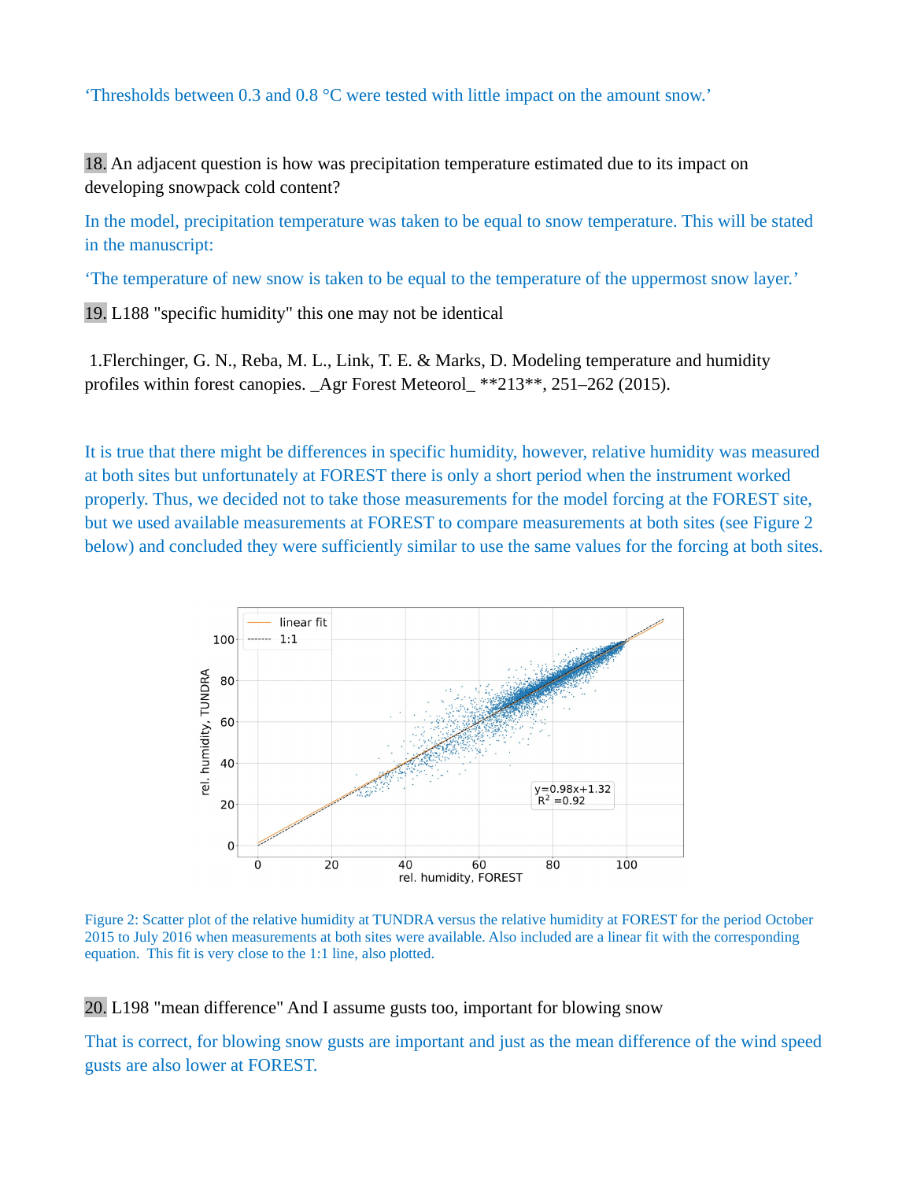'Thresholds between 0.3 and 0.8 °C were tested with little impact on the amount snow.'

18. An adjacent question is how was precipitation temperature estimated due to its impact on developing snowpack cold content?

In the model, precipitation temperature was taken to be equal to snow temperature. This will be stated in the manuscript:

'The temperature of new snow is taken to be equal to the temperature of the uppermost snow layer.'

19. L188 "specific humidity" this one may not be identical

1.Flerchinger, G. N., Reba, M. L., Link, T. E. & Marks, D. Modeling temperature and humidity profiles within forest canopies. _Agr Forest Meteorol_ **213**, 251–262 (2015).

It is true that there might be differences in specific humidity, however, relative humidity was measured at both sites but unfortunately at FOREST there is only a short period when the instrument worked properly. Thus, we decided not to take those measurements for the model forcing at the FOREST site, but we used available measurements at FOREST to compare measurements at both sites (see Figure 2 below) and concluded they were sufficiently similar to use the same values for the forcing at both sites.

Figure 2: Scatter plot of the relative humidity at TUNDRA versus the relative humidity at FOREST for the period October 2015 to July 2016 when measurements at both sites were available. Also included are a linear fit with the corresponding equation. This fit is very close to the 1:1 line, also plotted.

20. L198 "mean difference" And I assume gusts too, important for blowing snow

That is correct, for blowing snow gusts are important and just as the mean difference of the wind speed gusts are also lower at FOREST.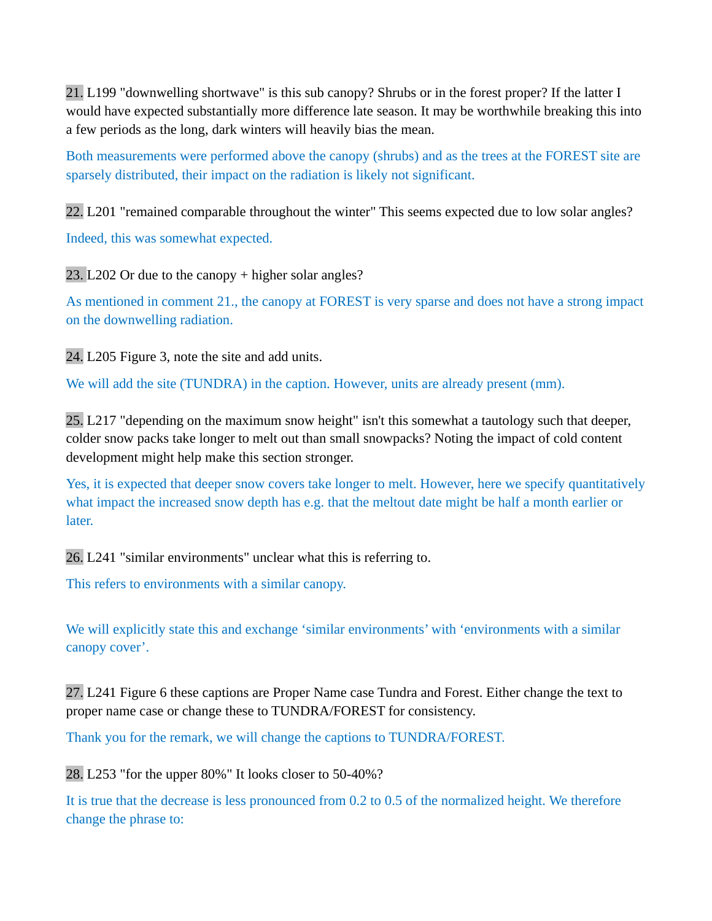21. L199 "downwelling shortwave" is this sub canopy? Shrubs or in the forest proper? If the latter I would have expected substantially more difference late season. It may be worthwhile breaking this into a few periods as the long, dark winters will heavily bias the mean.

Both measurements were performed above the canopy (shrubs) and as the trees at the FOREST site are sparsely distributed, their impact on the radiation is likely not significant.

22. L201 "remained comparable throughout the winter" This seems expected due to low solar angles?

Indeed, this was somewhat expected.

23. L202 Or due to the canopy + higher solar angles?

As mentioned in comment 21., the canopy at FOREST is very sparse and does not have a strong impact on the downwelling radiation.

24. L205 Figure 3, note the site and add units.

We will add the site (TUNDRA) in the caption. However, units are already present (mm).

25. L217 "depending on the maximum snow height" isn't this somewhat a tautology such that deeper, colder snow packs take longer to melt out than small snowpacks? Noting the impact of cold content development might help make this section stronger.

Yes, it is expected that deeper snow covers take longer to melt. However, here we specify quantitatively what impact the increased snow depth has e.g. that the meltout date might be half a month earlier or later.

26. L241 "similar environments" unclear what this is referring to.

This refers to environments with a similar canopy.

We will explicitly state this and exchange 'similar environments' with 'environments with a similar canopy cover'.

27. L241 Figure 6 these captions are Proper Name case Tundra and Forest. Either change the text to proper name case or change these to TUNDRA/FOREST for consistency.

Thank you for the remark, we will change the captions to TUNDRA/FOREST.

28. L253 "for the upper 80%" It looks closer to 50-40%?

It is true that the decrease is less pronounced from 0.2 to 0.5 of the normalized height. We therefore change the phrase to: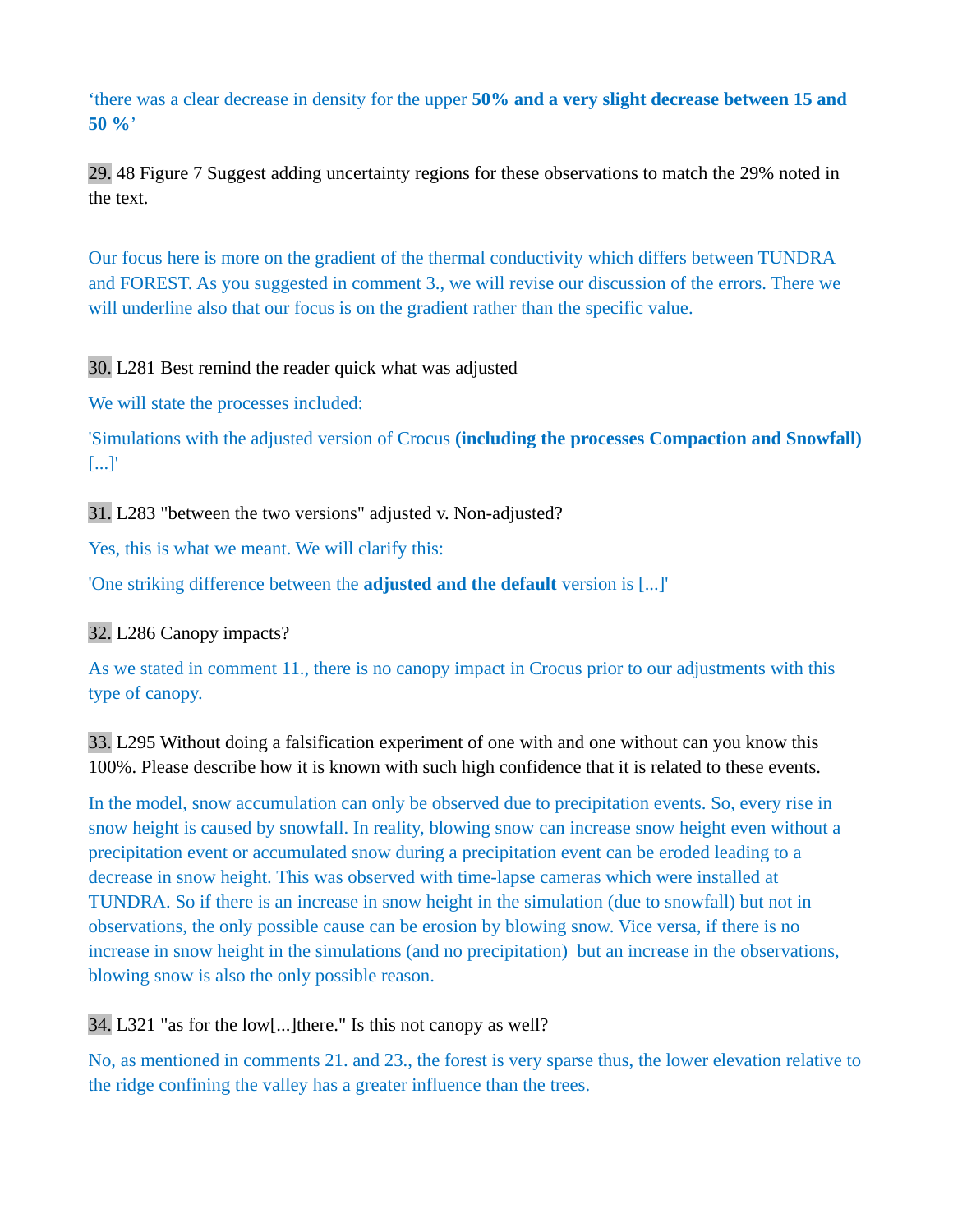'there was a clear decrease in density for the upper **50% and a very slight decrease between 15 and 50 %**'

29. 48 Figure 7 Suggest adding uncertainty regions for these observations to match the 29% noted in the text.

Our focus here is more on the gradient of the thermal conductivity which differs between TUNDRA and FOREST. As you suggested in comment 3., we will revise our discussion of the errors. There we will underline also that our focus is on the gradient rather than the specific value.

30. L281 Best remind the reader quick what was adjusted

We will state the processes included:

'Simulations with the adjusted version of Crocus **(including the processes Compaction and Snowfall)** [...]'

31. L283 "between the two versions" adjusted v. Non-adjusted?

Yes, this is what we meant. We will clarify this:

'One striking difference between the **adjusted and the default** version is [...]'

32. L286 Canopy impacts?

As we stated in comment 11., there is no canopy impact in Crocus prior to our adjustments with this type of canopy.

33. L295 Without doing a falsification experiment of one with and one without can you know this 100%. Please describe how it is known with such high confidence that it is related to these events.

In the model, snow accumulation can only be observed due to precipitation events. So, every rise in snow height is caused by snowfall. In reality, blowing snow can increase snow height even without a precipitation event or accumulated snow during a precipitation event can be eroded leading to a decrease in snow height. This was observed with time-lapse cameras which were installed at TUNDRA. So if there is an increase in snow height in the simulation (due to snowfall) but not in observations, the only possible cause can be erosion by blowing snow. Vice versa, if there is no increase in snow height in the simulations (and no precipitation) but an increase in the observations, blowing snow is also the only possible reason.

34. L321 "as for the low[...]there." Is this not canopy as well?

No, as mentioned in comments 21. and 23., the forest is very sparse thus, the lower elevation relative to the ridge confining the valley has a greater influence than the trees.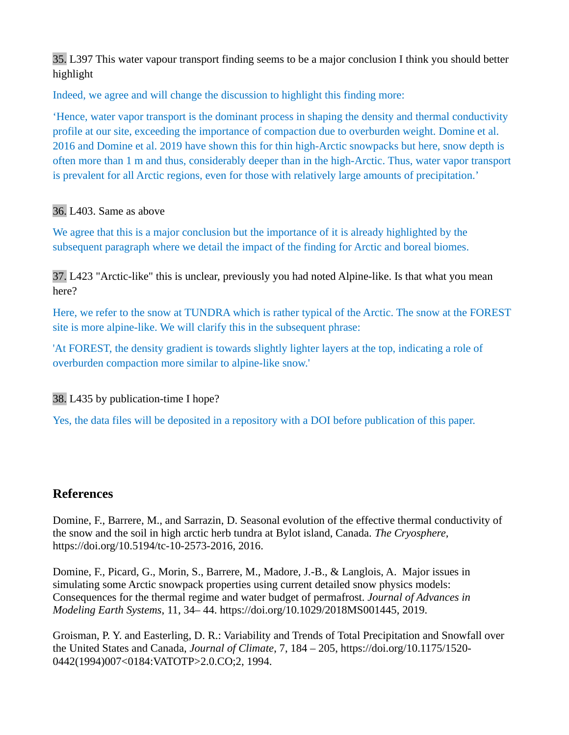35. L397 This water vapour transport finding seems to be a major conclusion I think you should better highlight

Indeed, we agree and will change the discussion to highlight this finding more:

'Hence, water vapor transport is the dominant process in shaping the density and thermal conductivity profile at our site, exceeding the importance of compaction due to overburden weight. Domine et al. 2016 and Domine et al. 2019 have shown this for thin high-Arctic snowpacks but here, snow depth is often more than 1 m and thus, considerably deeper than in the high-Arctic. Thus, water vapor transport is prevalent for all Arctic regions, even for those with relatively large amounts of precipitation.'

36. L403. Same as above

We agree that this is a major conclusion but the importance of it is already highlighted by the subsequent paragraph where we detail the impact of the finding for Arctic and boreal biomes.

37. L423 "Arctic-like" this is unclear, previously you had noted Alpine-like. Is that what you mean here?

Here, we refer to the snow at TUNDRA which is rather typical of the Arctic. The snow at the FOREST site is more alpine-like. We will clarify this in the subsequent phrase:

'At FOREST, the density gradient is towards slightly lighter layers at the top, indicating a role of overburden compaction more similar to alpine-like snow.'

38. L435 by publication-time I hope?

Yes, the data files will be deposited in a repository with a DOI before publication of this paper.

## References

Domine, F., Barrere, M., and Sarrazin, D. Seasonal evolution of the effective thermal conductivity of the snow and the soil in high arctic herb tundra at Bylot island, Canada. *The Cryosphere*, https://doi.org/10.5194/tc-10-2573-2016, 2016.

Domine, F., Picard, G., Morin, S., Barrere, M., Madore, J.-B., & Langlois, A. Major issues in simulating some Arctic snowpack properties using current detailed snow physics models: Consequences for the thermal regime and water budget of permafrost. *Journal of Advances in Modeling Earth Systems*, 11, 34– 44. https://doi.org/10.1029/2018MS001445, 2019.

Groisman, P. Y. and Easterling, D. R.: Variability and Trends of Total Precipitation and Snowfall over the United States and Canada, *Journal of Climate*, 7, 184 – 205, https://doi.org/10.1175/1520-0442(1994)007<0184:VATOTP>2.0.CO;2, 1994.